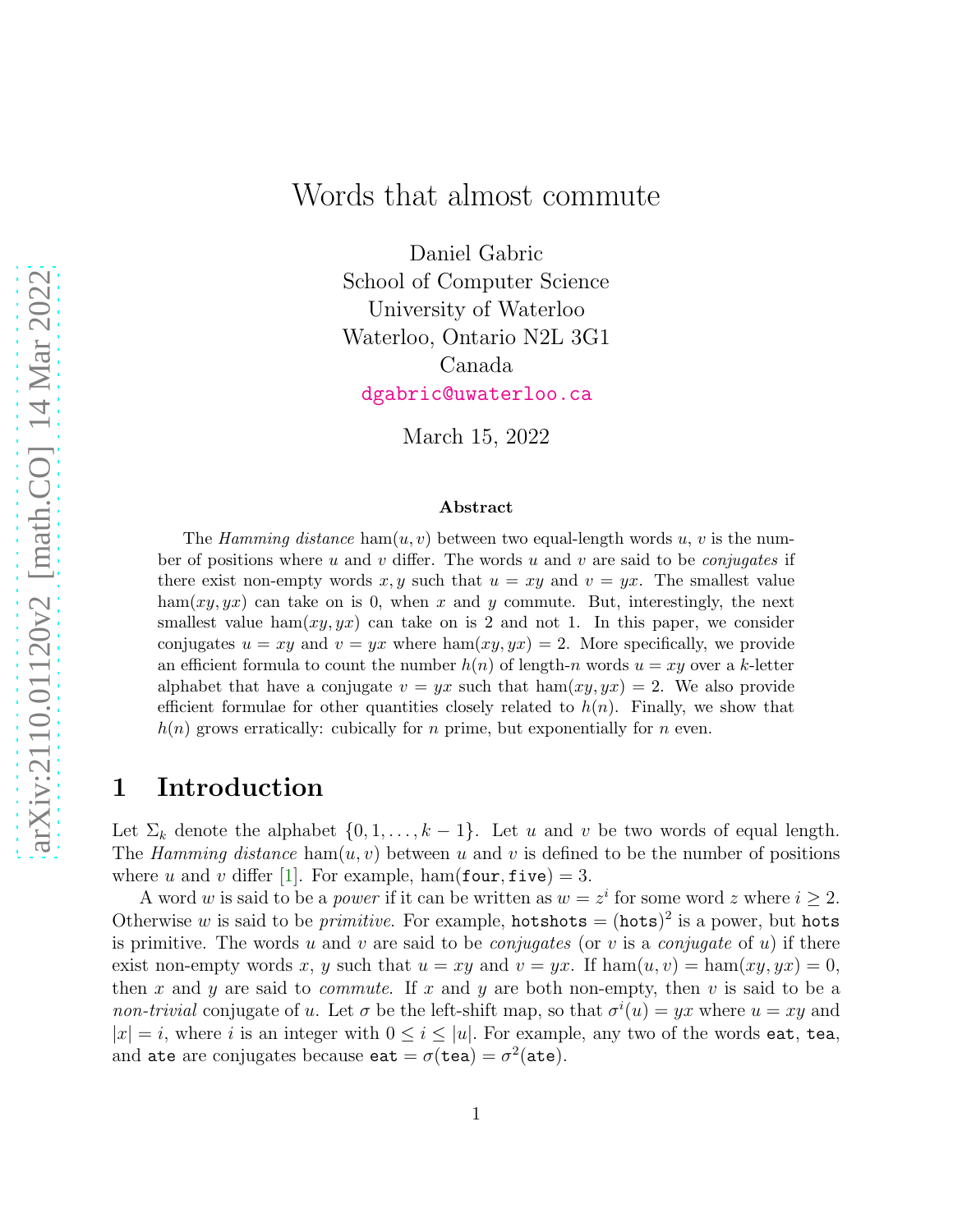# Words that almost commute

Daniel Gabric
School of Computer Science
University of Waterloo
Waterloo, Ontario N2L 3G1
Canada
dgabric@uwaterloo.ca

March 15, 2022

### Abstract

The *Hamming distance* $\text{ham}(u, v)$ between two equal-length words $u$, $v$ is the number of positions where $u$ and $v$ differ. The words $u$ and $v$ are said to be *conjugates* if there exist non-empty words $x, y$ such that $u = xy$ and $v = yx$. The smallest value $\text{ham}(xy, yx)$ can take on is 0, when $x$ and $y$ commute. But, interestingly, the next smallest value $\text{ham}(xy, yx)$ can take on is 2 and not 1. In this paper, we consider conjugates $u = xy$ and $v = yx$ where $\text{ham}(xy, yx) = 2$. More specifically, we provide an efficient formula to count the number $h(n)$ of length-$n$ words $u = xy$ over a $k$-letter alphabet that have a conjugate $v = yx$ such that $\text{ham}(xy, yx) = 2$. We also provide efficient formulae for other quantities closely related to $h(n)$. Finally, we show that $h(n)$ grows erratically: cubically for $n$ prime, but exponentially for $n$ even.

## 1 Introduction

Let $\Sigma_k$ denote the alphabet $\{0, 1, \ldots, k-1\}$. Let $u$ and $v$ be two words of equal length. The *Hamming distance* $\text{ham}(u, v)$ between $u$ and $v$ is defined to be the number of positions where $u$ and $v$ differ [1]. For example, $\text{ham}(\texttt{four}, \texttt{five}) = 3$.

A word $w$ is said to be a *power* if it can be written as $w = z^i$ for some word $z$ where $i \geq 2$. Otherwise $w$ is said to be *primitive*. For example, $\texttt{hotshots} = (\texttt{hots})^2$ is a power, but $\texttt{hots}$ is primitive. The words $u$ and $v$ are said to be *conjugates* (or $v$ is a *conjugate* of $u$) if there exist non-empty words $x$, $y$ such that $u = xy$ and $v = yx$. If $\text{ham}(u, v) = \text{ham}(xy, yx) = 0$, then $x$ and $y$ are said to *commute*. If $x$ and $y$ are both non-empty, then $v$ is said to be a *non-trivial* conjugate of $u$. Let $\sigma$ be the left-shift map, so that $\sigma^i(u) = yx$ where $u = xy$ and $|x| = i$, where $i$ is an integer with $0 \leq i \leq |u|$. For example, any two of the words $\texttt{eat}$, $\texttt{tea}$, and $\texttt{ate}$ are conjugates because $\texttt{eat} = \sigma(\texttt{tea}) = \sigma^2(\texttt{ate})$.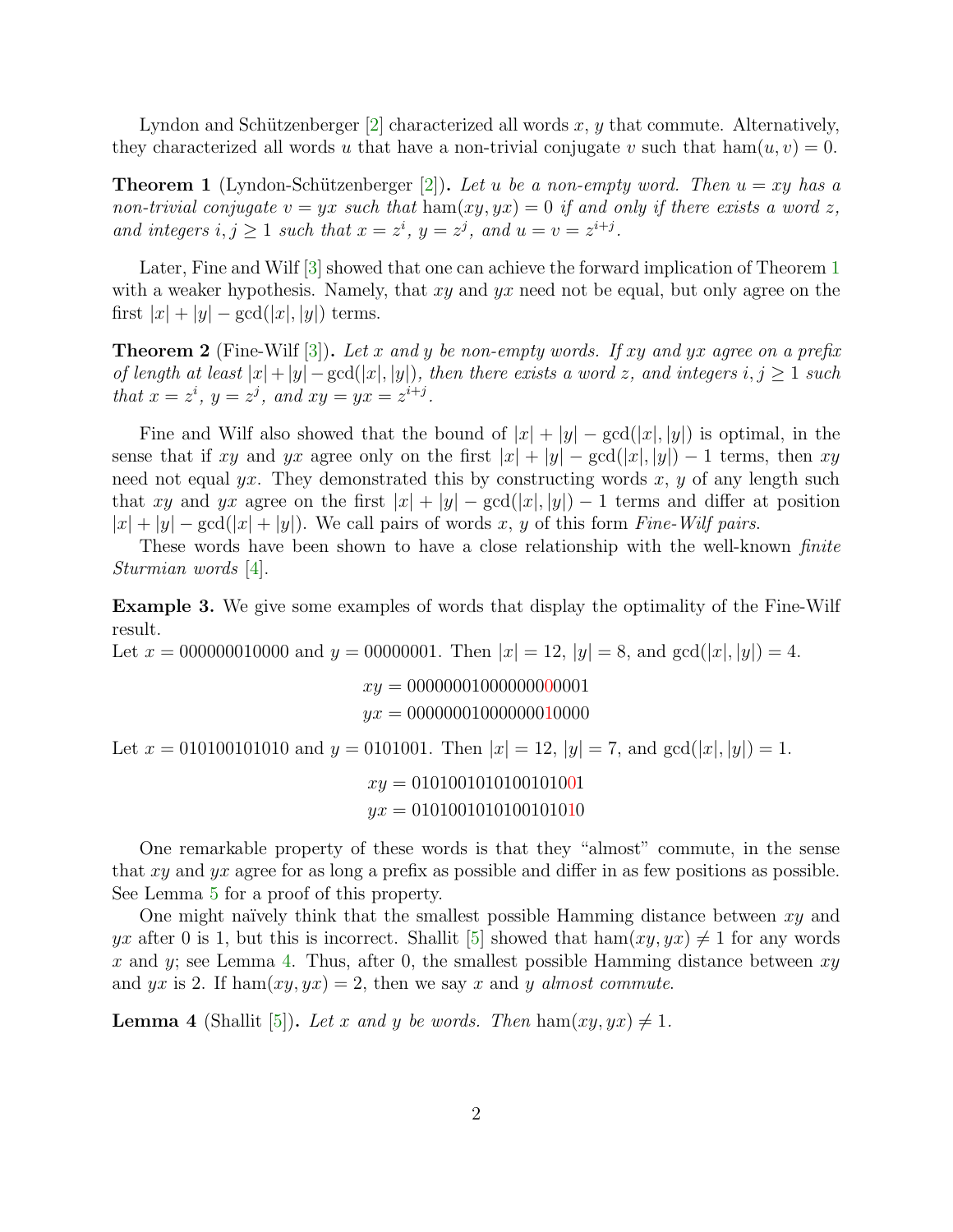Lyndon and Schützenberger [2] characterized all words $x$, $y$ that commute. Alternatively, they characterized all words $u$ that have a non-trivial conjugate $v$ such that $\text{ham}(u, v) = 0$.

**Theorem 1** (Lyndon-Schützenberger [2])**.** *Let $u$ be a non-empty word. Then $u = xy$ has a non-trivial conjugate $v = yx$ such that $\text{ham}(xy, yx) = 0$ if and only if there exists a word $z$, and integers $i, j \geq 1$ such that $x = z^i$, $y = z^j$, and $u = v = z^{i+j}$.*

Later, Fine and Wilf [3] showed that one can achieve the forward implication of Theorem 1 with a weaker hypothesis. Namely, that $xy$ and $yx$ need not be equal, but only agree on the first $|x| + |y| - \gcd(|x|, |y|)$ terms.

**Theorem 2** (Fine-Wilf [3])**.** *Let $x$ and $y$ be non-empty words. If $xy$ and $yx$ agree on a prefix of length at least $|x|+|y|-\gcd(|x|, |y|)$, then there exists a word $z$, and integers $i, j \geq 1$ such that $x = z^i$, $y = z^j$, and $xy = yx = z^{i+j}$.*

Fine and Wilf also showed that the bound of $|x| + |y| - \gcd(|x|, |y|)$ is optimal, in the sense that if $xy$ and $yx$ agree only on the first $|x| + |y| - \gcd(|x|, |y|) - 1$ terms, then $xy$ need not equal $yx$. They demonstrated this by constructing words $x$, $y$ of any length such that $xy$ and $yx$ agree on the first $|x| + |y| - \gcd(|x|, |y|) - 1$ terms and differ at position $|x| + |y| - \gcd(|x| + |y|)$. We call pairs of words $x$, $y$ of this form *Fine-Wilf pairs*.

These words have been shown to have a close relationship with the well-known *finite Sturmian words* [4].

**Example 3.** We give some examples of words that display the optimality of the Fine-Wilf result.

Let $x = 000000010000$ and $y = 00000001$. Then $|x| = 12$, $|y| = 8$, and $\gcd(|x|, |y|) = 4$.

$$xy = 00000001000000000001$$
$$yx = 00000001000000010000$$

Let $x = 010100101010$ and $y = 0101001$. Then $|x| = 12$, $|y| = 7$, and $\gcd(|x|, |y|) = 1$.

$$xy = 0101001010100101001$$
$$yx = 0101001010100101010$$

One remarkable property of these words is that they "almost" commute, in the sense that $xy$ and $yx$ agree for as long a prefix as possible and differ in as few positions as possible. See Lemma 5 for a proof of this property.

One might naïvely think that the smallest possible Hamming distance between $xy$ and $yx$ after 0 is 1, but this is incorrect. Shallit [5] showed that $\text{ham}(xy, yx) \neq 1$ for any words $x$ and $y$; see Lemma 4. Thus, after 0, the smallest possible Hamming distance between $xy$ and $yx$ is 2. If $\text{ham}(xy, yx) = 2$, then we say $x$ and $y$ *almost commute*.

**Lemma 4** (Shallit [5])**.** *Let $x$ and $y$ be words. Then $\text{ham}(xy, yx) \neq 1$.*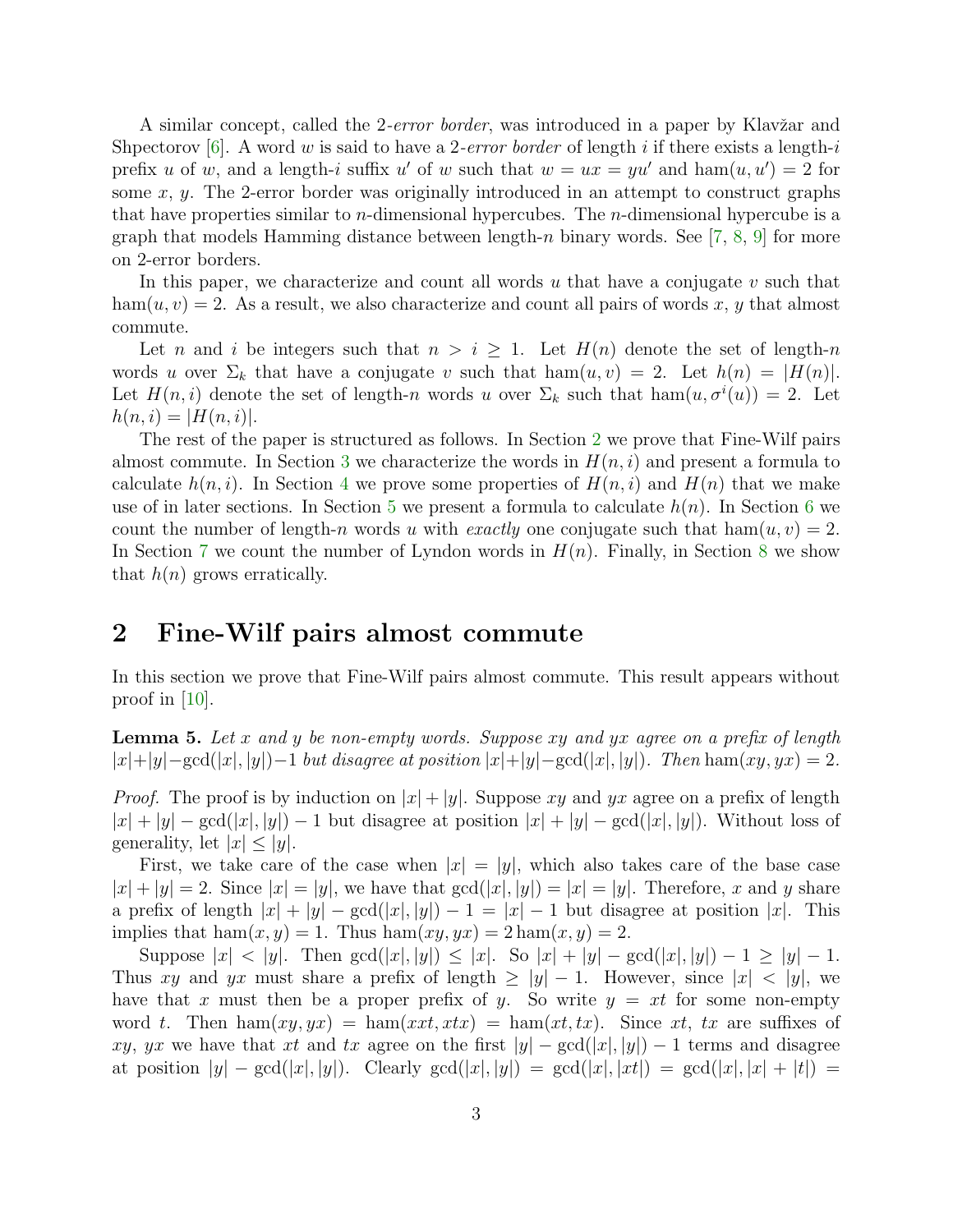A similar concept, called the 2-*error border*, was introduced in a paper by Klavžar and Shpectorov [6]. A word $w$ is said to have a 2-*error border* of length $i$ if there exists a length-$i$ prefix $u$ of $w$, and a length-$i$ suffix $u'$ of $w$ such that $w = ux = yu'$ and $\text{ham}(u, u') = 2$ for some $x$, $y$. The 2-error border was originally introduced in an attempt to construct graphs that have properties similar to $n$-dimensional hypercubes. The $n$-dimensional hypercube is a graph that models Hamming distance between length-$n$ binary words. See [7, 8, 9] for more on 2-error borders.

In this paper, we characterize and count all words $u$ that have a conjugate $v$ such that $\text{ham}(u, v) = 2$. As a result, we also characterize and count all pairs of words $x$, $y$ that almost commute.

Let $n$ and $i$ be integers such that $n > i \geq 1$. Let $H(n)$ denote the set of length-$n$ words $u$ over $\Sigma_k$ that have a conjugate $v$ such that $\text{ham}(u, v) = 2$. Let $h(n) = |H(n)|$. Let $H(n, i)$ denote the set of length-$n$ words $u$ over $\Sigma_k$ such that $\text{ham}(u, \sigma^i(u)) = 2$. Let $h(n, i) = |H(n, i)|$.

The rest of the paper is structured as follows. In Section 2 we prove that Fine-Wilf pairs almost commute. In Section 3 we characterize the words in $H(n, i)$ and present a formula to calculate $h(n, i)$. In Section 4 we prove some properties of $H(n, i)$ and $H(n)$ that we make use of in later sections. In Section 5 we present a formula to calculate $h(n)$. In Section 6 we count the number of length-$n$ words $u$ with *exactly* one conjugate such that $\text{ham}(u, v) = 2$. In Section 7 we count the number of Lyndon words in $H(n)$. Finally, in Section 8 we show that $h(n)$ grows erratically.

## 2 Fine-Wilf pairs almost commute

In this section we prove that Fine-Wilf pairs almost commute. This result appears without proof in [10].

**Lemma 5.** *Let $x$ and $y$ be non-empty words. Suppose $xy$ and $yx$ agree on a prefix of length $|x|+|y|-\gcd(|x|, |y|)-1$ but disagree at position $|x|+|y|-\gcd(|x|, |y|)$. Then $\text{ham}(xy, yx) = 2$.*

*Proof.* The proof is by induction on $|x| + |y|$. Suppose $xy$ and $yx$ agree on a prefix of length $|x| + |y| - \gcd(|x|, |y|) - 1$ but disagree at position $|x| + |y| - \gcd(|x|, |y|)$. Without loss of generality, let $|x| \leq |y|$.

First, we take care of the case when $|x| = |y|$, which also takes care of the base case $|x| + |y| = 2$. Since $|x| = |y|$, we have that $\gcd(|x|, |y|) = |x| = |y|$. Therefore, $x$ and $y$ share a prefix of length $|x| + |y| - \gcd(|x|, |y|) - 1 = |x| - 1$ but disagree at position $|x|$. This implies that $\text{ham}(x, y) = 1$. Thus $\text{ham}(xy, yx) = 2\,\text{ham}(x, y) = 2$.

Suppose $|x| < |y|$. Then $\gcd(|x|, |y|) \leq |x|$. So $|x| + |y| - \gcd(|x|, |y|) - 1 \geq |y| - 1$. Thus $xy$ and $yx$ must share a prefix of length $\geq |y| - 1$. However, since $|x| < |y|$, we have that $x$ must then be a proper prefix of $y$. So write $y = xt$ for some non-empty word $t$. Then $\text{ham}(xy, yx) = \text{ham}(xxt, xtx) = \text{ham}(xt, tx)$. Since $xt$, $tx$ are suffixes of $xy$, $yx$ we have that $xt$ and $tx$ agree on the first $|y| - \gcd(|x|, |y|) - 1$ terms and disagree at position $|y| - \gcd(|x|, |y|)$. Clearly $\gcd(|x|, |y|) = \gcd(|x|, |xt|) = \gcd(|x|, |x| + |t|) =$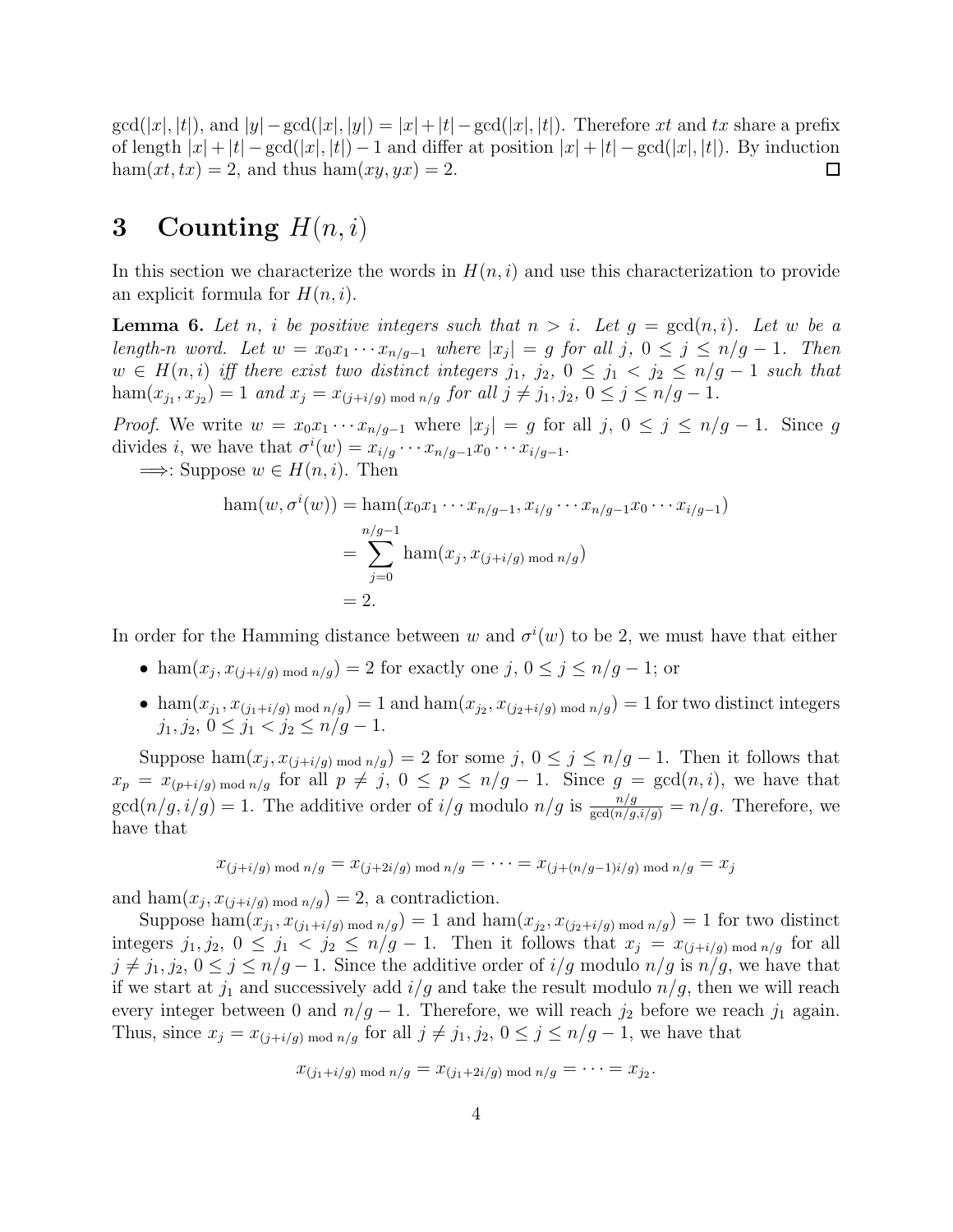$\gcd(|x|, |t|)$, and $|y| - \gcd(|x|, |y|) = |x| + |t| - \gcd(|x|, |t|)$. Therefore $xt$ and $tx$ share a prefix of length $|x| + |t| - \gcd(|x|, |t|) - 1$ and differ at position $|x| + |t| - \gcd(|x|, |t|)$. By induction $\text{ham}(xt, tx) = 2$, and thus $\text{ham}(xy, yx) = 2$. ☐

# 3 Counting $H(n, i)$

In this section we characterize the words in $H(n, i)$ and use this characterization to provide an explicit formula for $H(n, i)$.

**Lemma 6.** *Let $n$, $i$ be positive integers such that $n > i$. Let $g = \gcd(n, i)$. Let $w$ be a length-$n$ word. Let $w = x_0 x_1 \cdots x_{n/g-1}$ where $|x_j| = g$ for all $j$, $0 \le j \le n/g - 1$. Then $w \in H(n, i)$ iff there exist two distinct integers $j_1$, $j_2$, $0 \le j_1 < j_2 \le n/g - 1$ such that $\text{ham}(x_{j_1}, x_{j_2}) = 1$ and $x_j = x_{(j+i/g) \bmod n/g}$ for all $j \ne j_1, j_2$, $0 \le j \le n/g - 1$.*

*Proof.* We write $w = x_0 x_1 \cdots x_{n/g-1}$ where $|x_j| = g$ for all $j$, $0 \le j \le n/g - 1$. Since $g$ divides $i$, we have that $\sigma^i(w) = x_{i/g} \cdots x_{n/g-1} x_0 \cdots x_{i/g-1}$.

$\Longrightarrow$: Suppose $w \in H(n, i)$. Then

$$\begin{aligned}
\text{ham}(w, \sigma^i(w)) &= \text{ham}(x_0 x_1 \cdots x_{n/g-1}, x_{i/g} \cdots x_{n/g-1} x_0 \cdots x_{i/g-1}) \\
&= \sum_{j=0}^{n/g-1} \text{ham}(x_j, x_{(j+i/g) \bmod n/g}) \\
&= 2.
\end{aligned}$$

In order for the Hamming distance between $w$ and $\sigma^i(w)$ to be 2, we must have that either

- $\text{ham}(x_j, x_{(j+i/g) \bmod n/g}) = 2$ for exactly one $j$, $0 \le j \le n/g - 1$; or
- $\text{ham}(x_{j_1}, x_{(j_1+i/g) \bmod n/g}) = 1$ and $\text{ham}(x_{j_2}, x_{(j_2+i/g) \bmod n/g}) = 1$ for two distinct integers $j_1, j_2$, $0 \le j_1 < j_2 \le n/g - 1$.

Suppose $\text{ham}(x_j, x_{(j+i/g) \bmod n/g}) = 2$ for some $j$, $0 \le j \le n/g - 1$. Then it follows that $x_p = x_{(p+i/g) \bmod n/g}$ for all $p \ne j$, $0 \le p \le n/g - 1$. Since $g = \gcd(n, i)$, we have that $\gcd(n/g, i/g) = 1$. The additive order of $i/g$ modulo $n/g$ is $\frac{n/g}{\gcd(n/g, i/g)} = n/g$. Therefore, we have that

$$x_{(j+i/g) \bmod n/g} = x_{(j+2i/g) \bmod n/g} = \cdots = x_{(j+(n/g-1)i/g) \bmod n/g} = x_j$$

and $\text{ham}(x_j, x_{(j+i/g) \bmod n/g}) = 2$, a contradiction.

Suppose $\text{ham}(x_{j_1}, x_{(j_1+i/g) \bmod n/g}) = 1$ and $\text{ham}(x_{j_2}, x_{(j_2+i/g) \bmod n/g}) = 1$ for two distinct integers $j_1, j_2$, $0 \le j_1 < j_2 \le n/g - 1$. Then it follows that $x_j = x_{(j+i/g) \bmod n/g}$ for all $j \ne j_1, j_2$, $0 \le j \le n/g - 1$. Since the additive order of $i/g$ modulo $n/g$ is $n/g$, we have that if we start at $j_1$ and successively add $i/g$ and take the result modulo $n/g$, then we will reach every integer between 0 and $n/g - 1$. Therefore, we will reach $j_2$ before we reach $j_1$ again. Thus, since $x_j = x_{(j+i/g) \bmod n/g}$ for all $j \ne j_1, j_2$, $0 \le j \le n/g - 1$, we have that

$$x_{(j_1+i/g) \bmod n/g} = x_{(j_1+2i/g) \bmod n/g} = \cdots = x_{j_2}.$$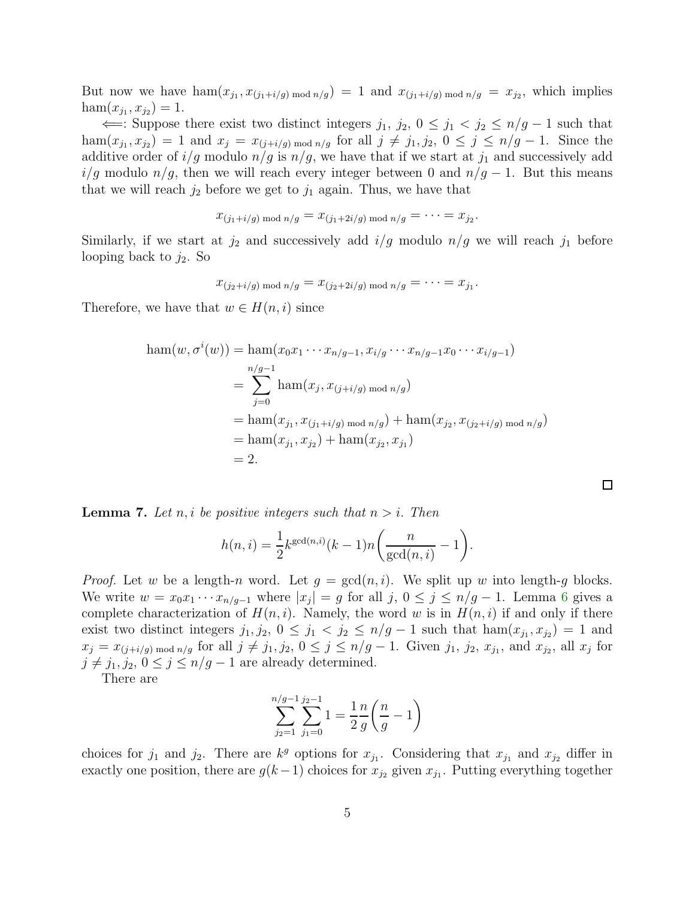But now we have $\text{ham}(x_{j_1}, x_{(j_1+i/g) \bmod n/g}) = 1$ and $x_{(j_1+i/g) \bmod n/g} = x_{j_2}$, which implies $\text{ham}(x_{j_1}, x_{j_2}) = 1$.

$\Longleftarrow$: Suppose there exist two distinct integers $j_1$, $j_2$, $0 \leq j_1 < j_2 \leq n/g - 1$ such that $\text{ham}(x_{j_1}, x_{j_2}) = 1$ and $x_j = x_{(j+i/g) \bmod n/g}$ for all $j \neq j_1, j_2$, $0 \leq j \leq n/g - 1$. Since the additive order of $i/g$ modulo $n/g$ is $n/g$, we have that if we start at $j_1$ and successively add $i/g$ modulo $n/g$, then we will reach every integer between 0 and $n/g - 1$. But this means that we will reach $j_2$ before we get to $j_1$ again. Thus, we have that

$$x_{(j_1+i/g) \bmod n/g} = x_{(j_1+2i/g) \bmod n/g} = \cdots = x_{j_2}.$$

Similarly, if we start at $j_2$ and successively add $i/g$ modulo $n/g$ we will reach $j_1$ before looping back to $j_2$. So

$$x_{(j_2+i/g) \bmod n/g} = x_{(j_2+2i/g) \bmod n/g} = \cdots = x_{j_1}.$$

Therefore, we have that $w \in H(n, i)$ since

$$\begin{aligned}
\text{ham}(w, \sigma^i(w)) &= \text{ham}(x_0 x_1 \cdots x_{n/g-1}, x_{i/g} \cdots x_{n/g-1} x_0 \cdots x_{i/g-1}) \\
&= \sum_{j=0}^{n/g-1} \text{ham}(x_j, x_{(j+i/g) \bmod n/g}) \\
&= \text{ham}(x_{j_1}, x_{(j_1+i/g) \bmod n/g}) + \text{ham}(x_{j_2}, x_{(j_2+i/g) \bmod n/g}) \\
&= \text{ham}(x_{j_1}, x_{j_2}) + \text{ham}(x_{j_2}, x_{j_1}) \\
&= 2.
\end{aligned}$$

□

**Lemma 7.** *Let $n, i$ be positive integers such that $n > i$. Then*

$$h(n, i) = \frac{1}{2} k^{\gcd(n,i)} (k-1) n \left( \frac{n}{\gcd(n, i)} - 1 \right).$$

*Proof.* Let $w$ be a length-$n$ word. Let $g = \gcd(n, i)$. We split up $w$ into length-$g$ blocks. We write $w = x_0 x_1 \cdots x_{n/g-1}$ where $|x_j| = g$ for all $j$, $0 \leq j \leq n/g - 1$. Lemma 6 gives a complete characterization of $H(n, i)$. Namely, the word $w$ is in $H(n, i)$ if and only if there exist two distinct integers $j_1, j_2$, $0 \leq j_1 < j_2 \leq n/g - 1$ such that $\text{ham}(x_{j_1}, x_{j_2}) = 1$ and $x_j = x_{(j+i/g) \bmod n/g}$ for all $j \neq j_1, j_2$, $0 \leq j \leq n/g - 1$. Given $j_1$, $j_2$, $x_{j_1}$, and $x_{j_2}$, all $x_j$ for $j \neq j_1, j_2$, $0 \leq j \leq n/g - 1$ are already determined.

There are

$$\sum_{j_2=1}^{n/g-1} \sum_{j_1=0}^{j_2-1} 1 = \frac{1}{2} \frac{n}{g} \left( \frac{n}{g} - 1 \right)$$

choices for $j_1$ and $j_2$. There are $k^g$ options for $x_{j_1}$. Considering that $x_{j_1}$ and $x_{j_2}$ differ in exactly one position, there are $g(k-1)$ choices for $x_{j_2}$ given $x_{j_1}$. Putting everything together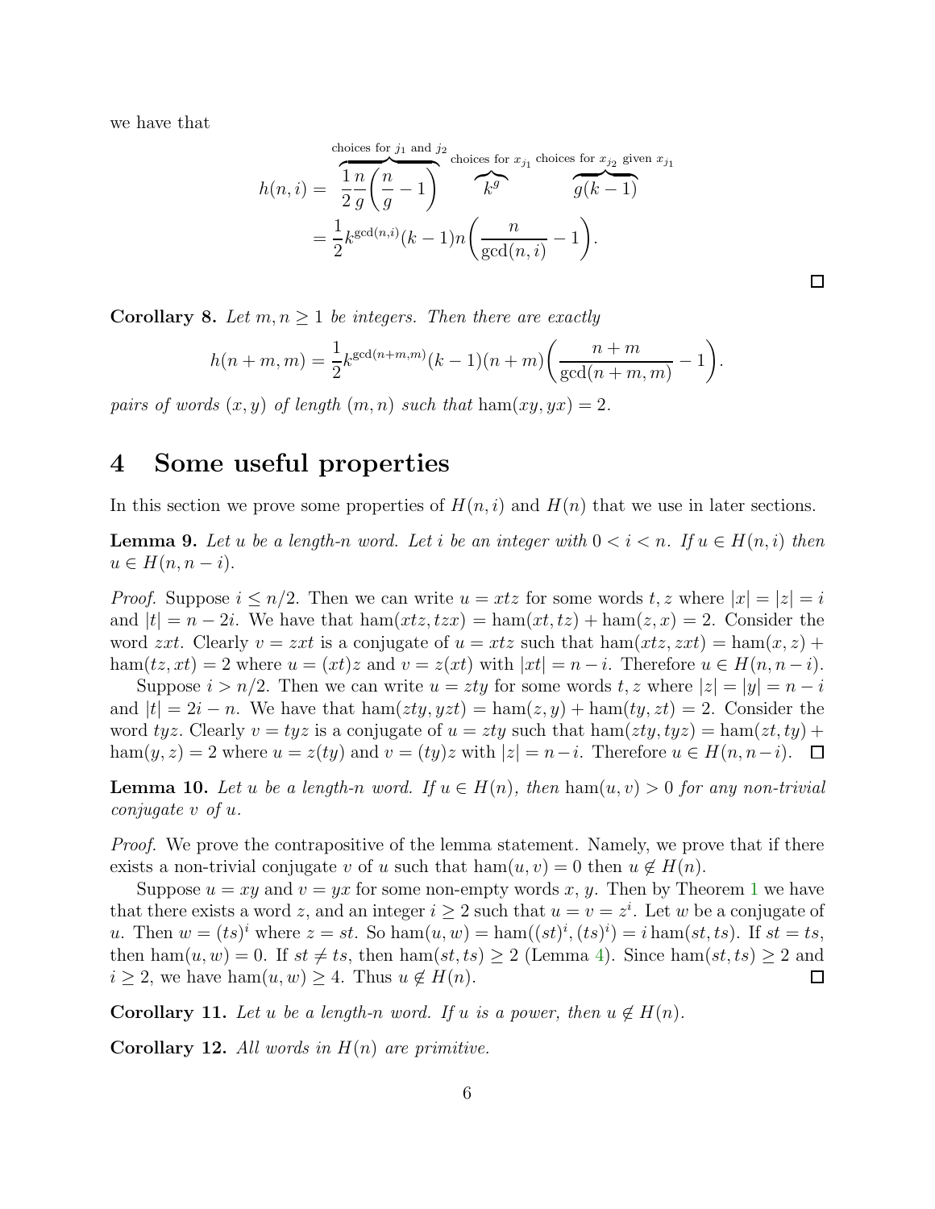we have that

$$h(n,i) = \overbrace{\frac{1}{2}\frac{n}{g}\left(\frac{n}{g}-1\right)}^{\text{choices for } j_1 \text{ and } j_2} \overbrace{k^g}^{\text{choices for } x_{j_1}} \overbrace{g(k-1)}^{\text{choices for } x_{j_2} \text{ given } x_{j_1}}$$
$$= \frac{1}{2}k^{\gcd(n,i)}(k-1)n\left(\frac{n}{\gcd(n,i)}-1\right).$$

□

**Corollary 8.** *Let $m, n \geq 1$ be integers. Then there are exactly*

$$h(n+m,m) = \frac{1}{2}k^{\gcd(n+m,m)}(k-1)(n+m)\left(\frac{n+m}{\gcd(n+m,m)}-1\right).$$

*pairs of words $(x, y)$ of length $(m, n)$ such that $\text{ham}(xy, yx) = 2$.*

# 4 Some useful properties

In this section we prove some properties of $H(n, i)$ and $H(n)$ that we use in later sections.

**Lemma 9.** *Let $u$ be a length-$n$ word. Let $i$ be an integer with $0 < i < n$. If $u \in H(n, i)$ then $u \in H(n, n-i)$.*

*Proof.* Suppose $i \leq n/2$. Then we can write $u = xtz$ for some words $t, z$ where $|x| = |z| = i$ and $|t| = n - 2i$. We have that $\text{ham}(xtz, tzx) = \text{ham}(xt, tz) + \text{ham}(z, x) = 2$. Consider the word $zxt$. Clearly $v = zxt$ is a conjugate of $u = xtz$ such that $\text{ham}(xtz, zxt) = \text{ham}(x, z) + \text{ham}(tz, xt) = 2$ where $u = (xt)z$ and $v = z(xt)$ with $|xt| = n - i$. Therefore $u \in H(n, n-i)$.

Suppose $i > n/2$. Then we can write $u = zty$ for some words $t, z$ where $|z| = |y| = n - i$ and $|t| = 2i - n$. We have that $\text{ham}(zty, yzt) = \text{ham}(z, y) + \text{ham}(ty, zt) = 2$. Consider the word $tyz$. Clearly $v = tyz$ is a conjugate of $u = zty$ such that $\text{ham}(zty, tyz) = \text{ham}(zt, ty) + \text{ham}(y, z) = 2$ where $u = z(ty)$ and $v = (ty)z$ with $|z| = n-i$. Therefore $u \in H(n, n-i)$. □

**Lemma 10.** *Let $u$ be a length-$n$ word. If $u \in H(n)$, then $\text{ham}(u, v) > 0$ for any non-trivial conjugate $v$ of $u$.*

*Proof.* We prove the contrapositive of the lemma statement. Namely, we prove that if there exists a non-trivial conjugate $v$ of $u$ such that $\text{ham}(u, v) = 0$ then $u \notin H(n)$.

Suppose $u = xy$ and $v = yx$ for some non-empty words $x$, $y$. Then by Theorem 1 we have that there exists a word $z$, and an integer $i \geq 2$ such that $u = v = z^i$. Let $w$ be a conjugate of $u$. Then $w = (ts)^i$ where $z = st$. So $\text{ham}(u, w) = \text{ham}((st)^i, (ts)^i) = i \,\text{ham}(st, ts)$. If $st = ts$, then $\text{ham}(u, w) = 0$. If $st \neq ts$, then $\text{ham}(st, ts) \geq 2$ (Lemma 4). Since $\text{ham}(st, ts) \geq 2$ and $i \geq 2$, we have $\text{ham}(u, w) \geq 4$. Thus $u \notin H(n)$. □

**Corollary 11.** *Let $u$ be a length-$n$ word. If $u$ is a power, then $u \notin H(n)$.*

**Corollary 12.** *All words in $H(n)$ are primitive.*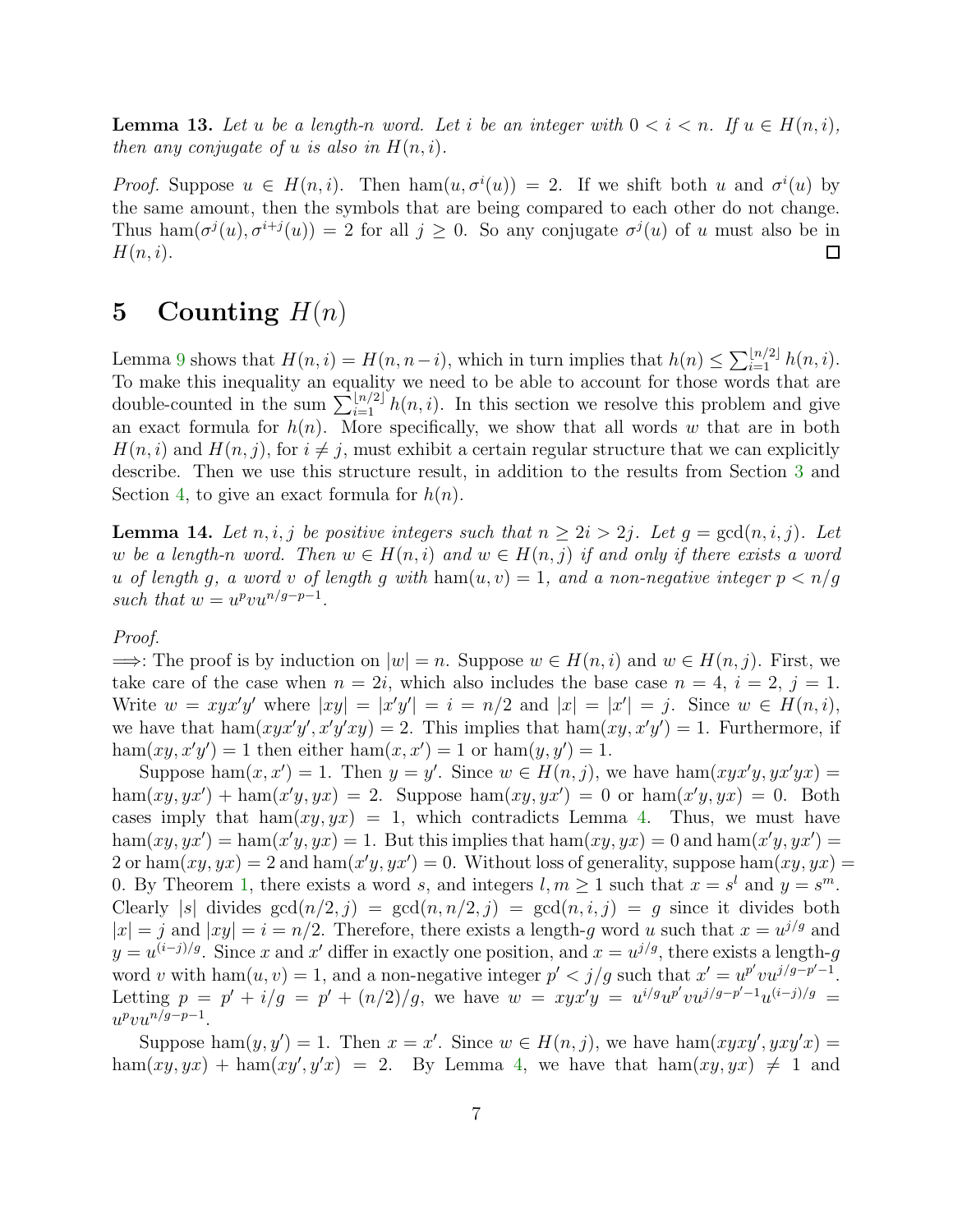**Lemma 13.** *Let $u$ be a length-$n$ word. Let $i$ be an integer with $0 < i < n$. If $u \in H(n, i)$, then any conjugate of $u$ is also in $H(n, i)$.*

*Proof.* Suppose $u \in H(n, i)$. Then $\text{ham}(u, \sigma^i(u)) = 2$. If we shift both $u$ and $\sigma^i(u)$ by the same amount, then the symbols that are being compared to each other do not change. Thus $\text{ham}(\sigma^j(u), \sigma^{i+j}(u)) = 2$ for all $j \geq 0$. So any conjugate $\sigma^j(u)$ of $u$ must also be in $H(n, i)$. □

## 5 Counting $H(n)$

Lemma 9 shows that $H(n, i) = H(n, n-i)$, which in turn implies that $h(n) \leq \sum_{i=1}^{\lfloor n/2 \rfloor} h(n, i)$. To make this inequality an equality we need to be able to account for those words that are double-counted in the sum $\sum_{i=1}^{\lfloor n/2 \rfloor} h(n, i)$. In this section we resolve this problem and give an exact formula for $h(n)$. More specifically, we show that all words $w$ that are in both $H(n, i)$ and $H(n, j)$, for $i \neq j$, must exhibit a certain regular structure that we can explicitly describe. Then we use this structure result, in addition to the results from Section 3 and Section 4, to give an exact formula for $h(n)$.

**Lemma 14.** *Let $n, i, j$ be positive integers such that $n \geq 2i > 2j$. Let $g = \gcd(n, i, j)$. Let $w$ be a length-$n$ word. Then $w \in H(n, i)$ and $w \in H(n, j)$ if and only if there exists a word $u$ of length $g$, a word $v$ of length $g$ with $\text{ham}(u, v) = 1$, and a non-negative integer $p < n/g$ such that $w = u^p v u^{n/g-p-1}$.*

*Proof.*
$\Longrightarrow$: The proof is by induction on $|w| = n$. Suppose $w \in H(n, i)$ and $w \in H(n, j)$. First, we take care of the case when $n = 2i$, which also includes the base case $n = 4$, $i = 2$, $j = 1$. Write $w = xyx'y'$ where $|xy| = |x'y'| = i = n/2$ and $|x| = |x'| = j$. Since $w \in H(n, i)$, we have that $\text{ham}(xyx'y', x'y'xy) = 2$. This implies that $\text{ham}(xy, x'y') = 1$. Furthermore, if $\text{ham}(xy, x'y') = 1$ then either $\text{ham}(x, x') = 1$ or $\text{ham}(y, y') = 1$.

Suppose $\text{ham}(x, x') = 1$. Then $y = y'$. Since $w \in H(n, j)$, we have $\text{ham}(xyx'y, yx'yx) = \text{ham}(xy, yx') + \text{ham}(x'y, yx) = 2$. Suppose $\text{ham}(xy, yx') = 0$ or $\text{ham}(x'y, yx) = 0$. Both cases imply that $\text{ham}(xy, yx) = 1$, which contradicts Lemma 4. Thus, we must have $\text{ham}(xy, yx') = \text{ham}(x'y, yx) = 1$. But this implies that $\text{ham}(xy, yx) = 0$ and $\text{ham}(x'y, yx') = 2$ or $\text{ham}(xy, yx) = 2$ and $\text{ham}(x'y, yx') = 0$. Without loss of generality, suppose $\text{ham}(xy, yx) = 0$. By Theorem 1, there exists a word $s$, and integers $l, m \geq 1$ such that $x = s^l$ and $y = s^m$. Clearly $|s|$ divides $\gcd(n/2, j) = \gcd(n, n/2, j) = \gcd(n, i, j) = g$ since it divides both $|x| = j$ and $|xy| = i = n/2$. Therefore, there exists a length-$g$ word $u$ such that $x = u^{j/g}$ and $y = u^{(i-j)/g}$. Since $x$ and $x'$ differ in exactly one position, and $x = u^{j/g}$, there exists a length-$g$ word $v$ with $\text{ham}(u, v) = 1$, and a non-negative integer $p' < j/g$ such that $x' = u^{p'} v u^{j/g-p'-1}$. Letting $p = p' + i/g = p' + (n/2)/g$, we have $w = xyx'y = u^{i/g} u^{p'} v u^{j/g-p'-1} u^{(i-j)/g} = u^p v u^{n/g-p-1}$.

Suppose $\text{ham}(y, y') = 1$. Then $x = x'$. Since $w \in H(n, j)$, we have $\text{ham}(xyxy', yxy'x) = \text{ham}(xy, yx) + \text{ham}(xy', y'x) = 2$. By Lemma 4, we have that $\text{ham}(xy, yx) \neq 1$ and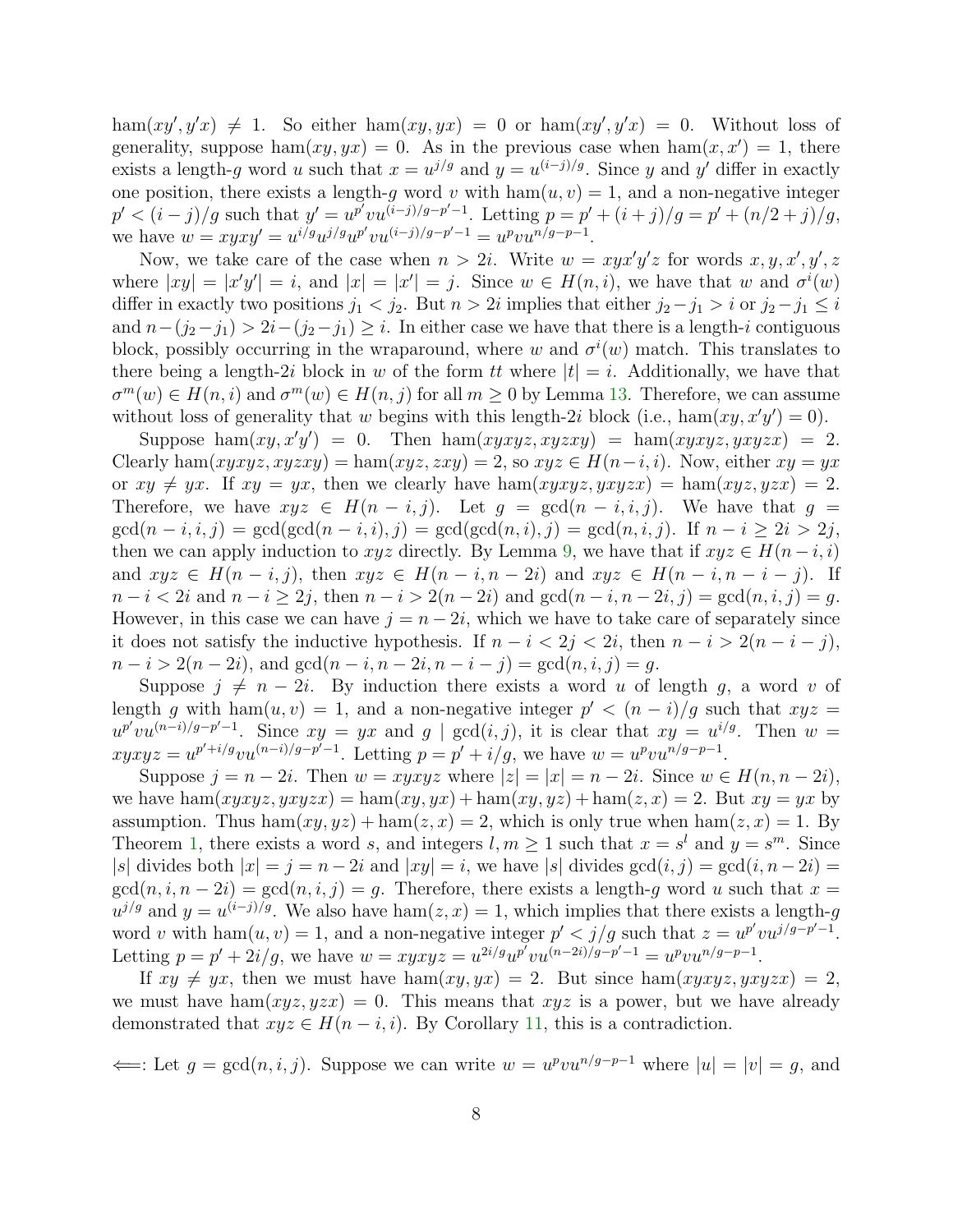$\text{ham}(xy', y'x) \neq 1$. So either $\text{ham}(xy, yx) = 0$ or $\text{ham}(xy', y'x) = 0$. Without loss of generality, suppose $\text{ham}(xy, yx) = 0$. As in the previous case when $\text{ham}(x, x') = 1$, there exists a length-$g$ word $u$ such that $x = u^{j/g}$ and $y = u^{(i-j)/g}$. Since $y$ and $y'$ differ in exactly one position, there exists a length-$g$ word $v$ with $\text{ham}(u, v) = 1$, and a non-negative integer $p' < (i-j)/g$ such that $y' = u^{p'} v u^{(i-j)/g - p' - 1}$. Letting $p = p' + (i+j)/g = p' + (n/2 + j)/g$, we have $w = xyxy' = u^{i/g} u^{j/g} u^{p'} v u^{(i-j)/g - p' - 1} = u^p v u^{n/g - p - 1}$.

Now, we take care of the case when $n > 2i$. Write $w = xyx'y'z$ for words $x, y, x', y', z$ where $|xy| = |x'y'| = i$, and $|x| = |x'| = j$. Since $w \in H(n, i)$, we have that $w$ and $\sigma^i(w)$ differ in exactly two positions $j_1 < j_2$. But $n > 2i$ implies that either $j_2 - j_1 > i$ or $j_2 - j_1 \leq i$ and $n - (j_2 - j_1) > 2i - (j_2 - j_1) \geq i$. In either case we have that there is a length-$i$ contiguous block, possibly occurring in the wraparound, where $w$ and $\sigma^i(w)$ match. This translates to there being a length-$2i$ block in $w$ of the form $tt$ where $|t| = i$. Additionally, we have that $\sigma^m(w) \in H(n, i)$ and $\sigma^m(w) \in H(n, j)$ for all $m \geq 0$ by Lemma 13. Therefore, we can assume without loss of generality that $w$ begins with this length-$2i$ block (i.e., $\text{ham}(xy, x'y') = 0$).

Suppose $\text{ham}(xy, x'y') = 0$. Then $\text{ham}(xyxyz, xyzxy) = \text{ham}(xyxyz, yxyzx) = 2$. Clearly $\text{ham}(xyxyz, xyzxy) = \text{ham}(xyz, zxy) = 2$, so $xyz \in H(n-i, i)$. Now, either $xy = yx$ or $xy \neq yx$. If $xy = yx$, then we clearly have $\text{ham}(xyxyz, yxyzx) = \text{ham}(xyz, yzx) = 2$. Therefore, we have $xyz \in H(n-i, j)$. Let $g = \gcd(n-i, j)$. We have that $g = \gcd(n-i, i, j) = \gcd(\gcd(n-i, i), j) = \gcd(\gcd(n, i), j) = \gcd(n, i, j)$. If $n - i \geq 2i > 2j$, then we can apply induction to $xyz$ directly. By Lemma 9, we have that if $xyz \in H(n-i, i)$ and $xyz \in H(n-i, j)$, then $xyz \in H(n-i, n-2i)$ and $xyz \in H(n-i, n-i-j)$. If $n - i < 2i$ and $n - i \geq 2j$, then $n - i > 2(n-2i)$ and $\gcd(n-i, n-2i, j) = \gcd(n, i, j) = g$. However, in this case we can have $j = n - 2i$, which we have to take care of separately since it does not satisfy the inductive hypothesis. If $n - i < 2j < 2i$, then $n - i > 2(n-i-j)$, $n - i > 2(n-2i)$, and $\gcd(n-i, n-2i, n-i-j) = \gcd(n, i, j) = g$.

Suppose $j \neq n - 2i$. By induction there exists a word $u$ of length $g$, a word $v$ of length $g$ with $\text{ham}(u, v) = 1$, and a non-negative integer $p' < (n-i)/g$ such that $xyz = u^{p'} v u^{(n-i)/g - p' - 1}$. Since $xy = yx$ and $g \mid \gcd(i, j)$, it is clear that $xy = u^{i/g}$. Then $w = xyxyz = u^{p' + i/g} v u^{(n-i)/g - p' - 1}$. Letting $p = p' + i/g$, we have $w = u^p v u^{n/g - p - 1}$.

Suppose $j = n - 2i$. Then $w = xyxyz$ where $|z| = |x| = n - 2i$. Since $w \in H(n, n-2i)$, we have $\text{ham}(xyxyz, yxyzx) = \text{ham}(xy, yx) + \text{ham}(xy, yz) + \text{ham}(z, x) = 2$. But $xy = yx$ by assumption. Thus $\text{ham}(xy, yz) + \text{ham}(z, x) = 2$, which is only true when $\text{ham}(z, x) = 1$. By Theorem 1, there exists a word $s$, and integers $l, m \geq 1$ such that $x = s^l$ and $y = s^m$. Since $|s|$ divides both $|x| = j = n - 2i$ and $|xy| = i$, we have $|s|$ divides $\gcd(i, j) = \gcd(i, n-2i) = \gcd(n, i, n-2i) = \gcd(n, i, j) = g$. Therefore, there exists a length-$g$ word $u$ such that $x = u^{j/g}$ and $y = u^{(i-j)/g}$. We also have $\text{ham}(z, x) = 1$, which implies that there exists a length-$g$ word $v$ with $\text{ham}(u, v) = 1$, and a non-negative integer $p' < j/g$ such that $z = u^{p'} v u^{j/g - p' - 1}$. Letting $p = p' + 2i/g$, we have $w = xyxyz = u^{2i/g} u^{p'} v u^{(n-2i)/g - p' - 1} = u^p v u^{n/g - p - 1}$.

If $xy \neq yx$, then we must have $\text{ham}(xy, yx) = 2$. But since $\text{ham}(xyxyz, yxyzx) = 2$, we must have $\text{ham}(xyz, yzx) = 0$. This means that $xyz$ is a power, but we have already demonstrated that $xyz \in H(n-i, i)$. By Corollary 11, this is a contradiction.

$\Longleftarrow$: Let $g = \gcd(n, i, j)$. Suppose we can write $w = u^p v u^{n/g - p - 1}$ where $|u| = |v| = g$, and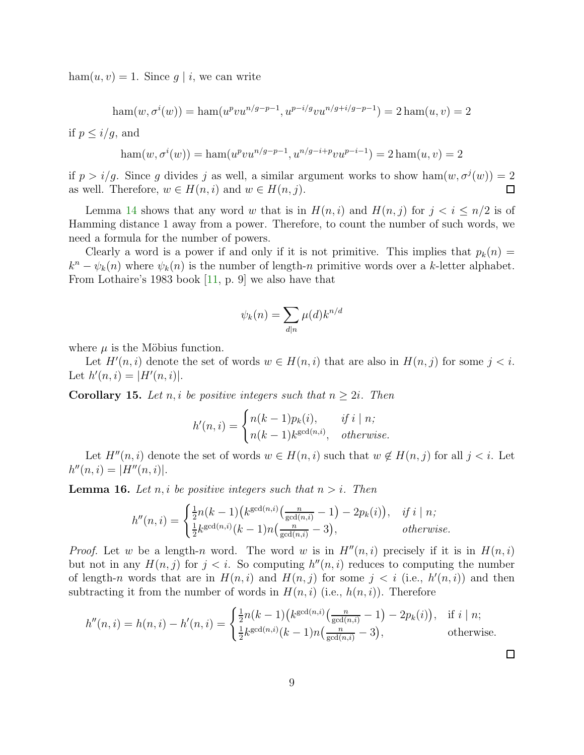$\text{ham}(u, v) = 1$. Since $g \mid i$, we can write

$$\text{ham}(w, \sigma^i(w)) = \text{ham}(u^p v u^{n/g-p-1}, u^{p-i/g} v u^{n/g+i/g-p-1}) = 2\,\text{ham}(u, v) = 2$$

if $p \leq i/g$, and

$$\text{ham}(w, \sigma^i(w)) = \text{ham}(u^p v u^{n/g-p-1}, u^{n/g-i+p} v u^{p-i-1}) = 2\,\text{ham}(u, v) = 2$$

if $p > i/g$. Since $g$ divides $j$ as well, a similar argument works to show $\text{ham}(w, \sigma^j(w)) = 2$ as well. Therefore, $w \in H(n, i)$ and $w \in H(n, j)$. ◻

Lemma 14 shows that any word $w$ that is in $H(n, i)$ and $H(n, j)$ for $j < i \leq n/2$ is of Hamming distance 1 away from a power. Therefore, to count the number of such words, we need a formula for the number of powers.

Clearly a word is a power if and only if it is not primitive. This implies that $p_k(n) = k^n - \psi_k(n)$ where $\psi_k(n)$ is the number of length-$n$ primitive words over a $k$-letter alphabet. From Lothaire's 1983 book [11, p. 9] we also have that

$$\psi_k(n) = \sum_{d \mid n} \mu(d) k^{n/d}$$

where $\mu$ is the Möbius function.

Let $H'(n, i)$ denote the set of words $w \in H(n, i)$ that are also in $H(n, j)$ for some $j < i$. Let $h'(n, i) = |H'(n, i)|$.

**Corollary 15.** *Let $n, i$ be positive integers such that $n \geq 2i$. Then*

$$h'(n, i) = \begin{cases} n(k-1)p_k(i), & \text{if } i \mid n; \\ n(k-1)k^{\gcd(n,i)}, & \text{otherwise.} \end{cases}$$

Let $H''(n, i)$ denote the set of words $w \in H(n, i)$ such that $w \notin H(n, j)$ for all $j < i$. Let $h''(n, i) = |H''(n, i)|$.

**Lemma 16.** *Let $n, i$ be positive integers such that $n > i$. Then*

$$h''(n, i) = \begin{cases} \frac{1}{2} n(k-1)\big(k^{\gcd(n,i)}\big(\frac{n}{\gcd(n,i)} - 1\big) - 2p_k(i)\big), & \text{if } i \mid n; \\ \frac{1}{2} k^{\gcd(n,i)}(k-1)n\big(\frac{n}{\gcd(n,i)} - 3\big), & \text{otherwise.} \end{cases}$$

*Proof.* Let $w$ be a length-$n$ word. The word $w$ is in $H''(n, i)$ precisely if it is in $H(n, i)$ but not in any $H(n, j)$ for $j < i$. So computing $h''(n, i)$ reduces to computing the number of length-$n$ words that are in $H(n, i)$ and $H(n, j)$ for some $j < i$ (i.e., $h'(n, i)$) and then subtracting it from the number of words in $H(n, i)$ (i.e., $h(n, i)$). Therefore

$$h''(n, i) = h(n, i) - h'(n, i) = \begin{cases} \frac{1}{2} n(k-1)\big(k^{\gcd(n,i)}\big(\frac{n}{\gcd(n,i)} - 1\big) - 2p_k(i)\big), & \text{if } i \mid n; \\ \frac{1}{2} k^{\gcd(n,i)}(k-1)n\big(\frac{n}{\gcd(n,i)} - 3\big), & \text{otherwise.} \end{cases}$$

◻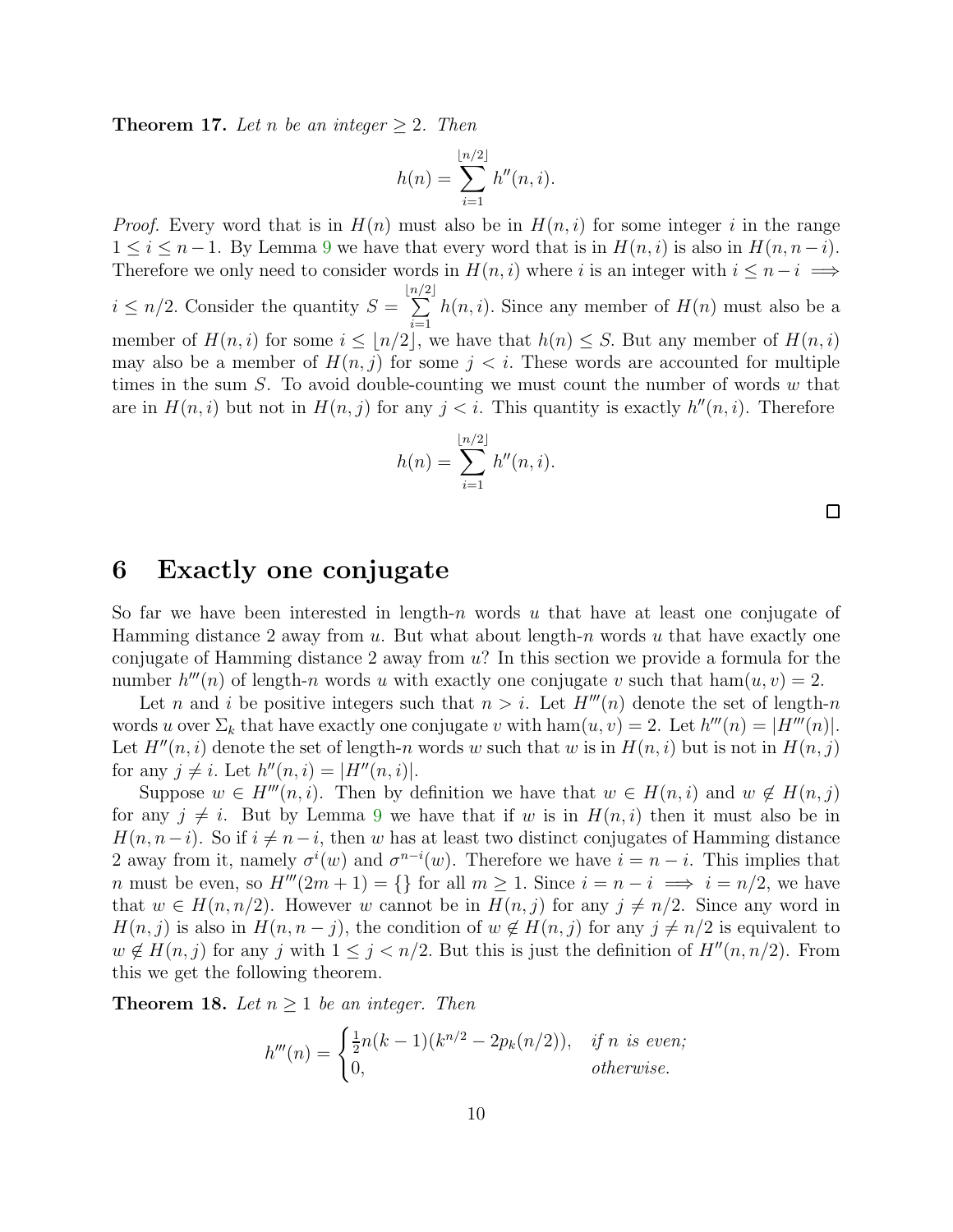**Theorem 17.** *Let $n$ be an integer $\geq 2$. Then*

$$h(n) = \sum_{i=1}^{\lfloor n/2 \rfloor} h''(n, i).$$

*Proof.* Every word that is in $H(n)$ must also be in $H(n, i)$ for some integer $i$ in the range $1 \leq i \leq n-1$. By Lemma 9 we have that every word that is in $H(n, i)$ is also in $H(n, n-i)$. Therefore we only need to consider words in $H(n, i)$ where $i$ is an integer with $i \leq n - i \implies i \leq n/2$. Consider the quantity $S = \sum_{i=1}^{\lfloor n/2 \rfloor} h(n, i)$. Since any member of $H(n)$ must also be a member of $H(n, i)$ for some $i \leq \lfloor n/2 \rfloor$, we have that $h(n) \leq S$. But any member of $H(n, i)$ may also be a member of $H(n, j)$ for some $j < i$. These words are accounted for multiple times in the sum $S$. To avoid double-counting we must count the number of words $w$ that are in $H(n, i)$ but not in $H(n, j)$ for any $j < i$. This quantity is exactly $h''(n, i)$. Therefore

$$h(n) = \sum_{i=1}^{\lfloor n/2 \rfloor} h''(n, i).$$

□

## 6 Exactly one conjugate

So far we have been interested in length-$n$ words $u$ that have at least one conjugate of Hamming distance 2 away from $u$. But what about length-$n$ words $u$ that have exactly one conjugate of Hamming distance 2 away from $u$? In this section we provide a formula for the number $h'''(n)$ of length-$n$ words $u$ with exactly one conjugate $v$ such that $\text{ham}(u, v) = 2$.

Let $n$ and $i$ be positive integers such that $n > i$. Let $H'''(n)$ denote the set of length-$n$ words $u$ over $\Sigma_k$ that have exactly one conjugate $v$ with $\text{ham}(u, v) = 2$. Let $h'''(n) = |H'''(n)|$. Let $H''(n, i)$ denote the set of length-$n$ words $w$ such that $w$ is in $H(n, i)$ but is not in $H(n, j)$ for any $j \neq i$. Let $h''(n, i) = |H''(n, i)|$.

Suppose $w \in H'''(n, i)$. Then by definition we have that $w \in H(n, i)$ and $w \notin H(n, j)$ for any $j \neq i$. But by Lemma 9 we have that if $w$ is in $H(n, i)$ then it must also be in $H(n, n-i)$. So if $i \neq n-i$, then $w$ has at least two distinct conjugates of Hamming distance 2 away from it, namely $\sigma^i(w)$ and $\sigma^{n-i}(w)$. Therefore we have $i = n - i$. This implies that $n$ must be even, so $H'''(2m + 1) = \{\}$ for all $m \geq 1$. Since $i = n - i \implies i = n/2$, we have that $w \in H(n, n/2)$. However $w$ cannot be in $H(n, j)$ for any $j \neq n/2$. Since any word in $H(n, j)$ is also in $H(n, n - j)$, the condition of $w \notin H(n, j)$ for any $j \neq n/2$ is equivalent to $w \notin H(n, j)$ for any $j$ with $1 \leq j < n/2$. But this is just the definition of $H''(n, n/2)$. From this we get the following theorem.

**Theorem 18.** *Let $n \geq 1$ be an integer. Then*

$$h'''(n) = \begin{cases} \frac{1}{2}n(k-1)(k^{n/2} - 2p_k(n/2)), & \text{if } n \text{ is even;} \\ 0, & \text{otherwise.} \end{cases}$$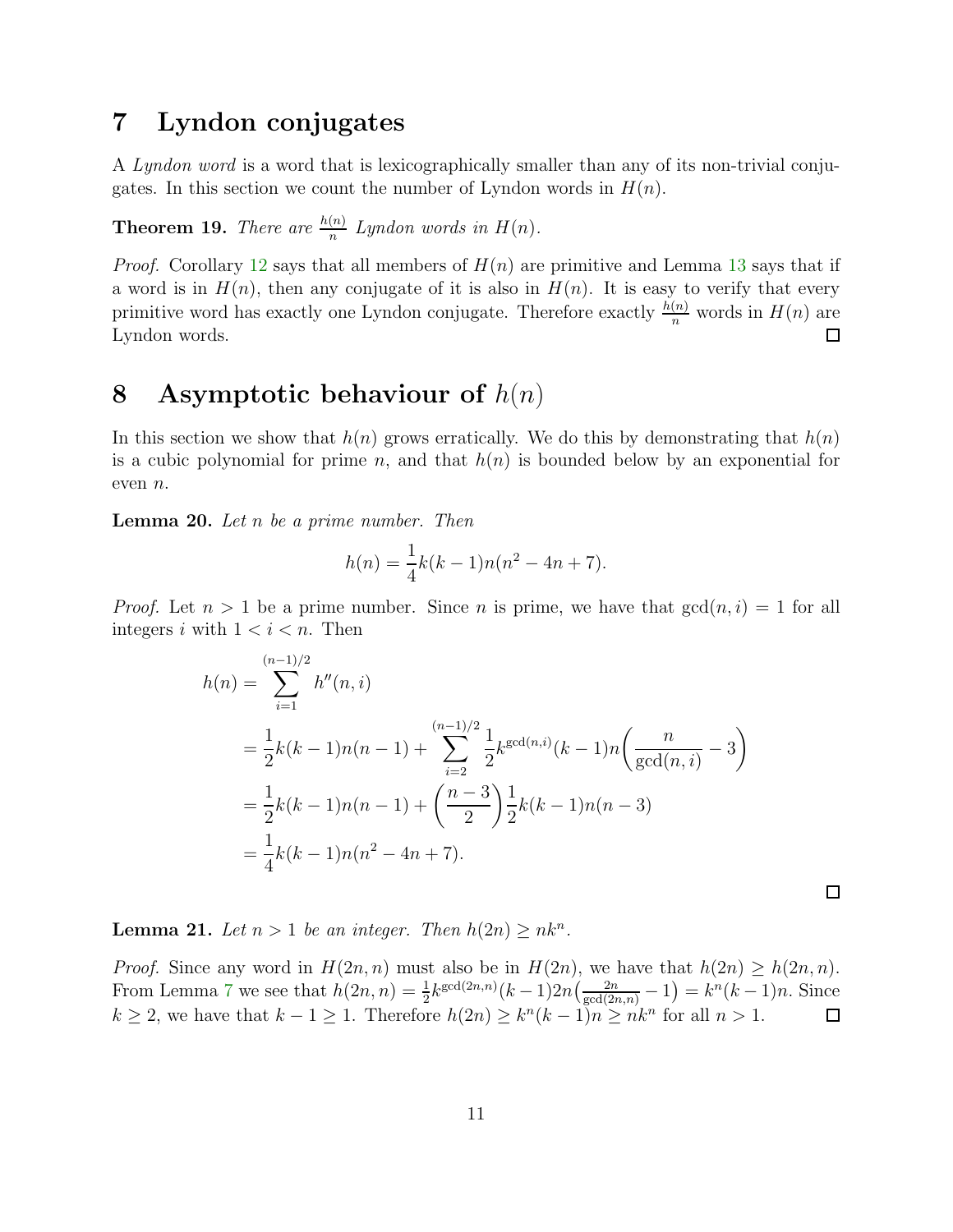## 7 Lyndon conjugates

A *Lyndon word* is a word that is lexicographically smaller than any of its non-trivial conjugates. In this section we count the number of Lyndon words in $H(n)$.

**Theorem 19.** *There are $\frac{h(n)}{n}$ Lyndon words in $H(n)$.*

*Proof.* Corollary 12 says that all members of $H(n)$ are primitive and Lemma 13 says that if a word is in $H(n)$, then any conjugate of it is also in $H(n)$. It is easy to verify that every primitive word has exactly one Lyndon conjugate. Therefore exactly $\frac{h(n)}{n}$ words in $H(n)$ are Lyndon words. $\square$

## 8 Asymptotic behaviour of $h(n)$

In this section we show that $h(n)$ grows erratically. We do this by demonstrating that $h(n)$ is a cubic polynomial for prime $n$, and that $h(n)$ is bounded below by an exponential for even $n$.

**Lemma 20.** *Let $n$ be a prime number. Then*

$$h(n) = \frac{1}{4}k(k-1)n(n^2 - 4n + 7).$$

*Proof.* Let $n > 1$ be a prime number. Since $n$ is prime, we have that $\gcd(n, i) = 1$ for all integers $i$ with $1 < i < n$. Then

$$\begin{aligned}
h(n) &= \sum_{i=1}^{(n-1)/2} h''(n,i) \\
&= \frac{1}{2}k(k-1)n(n-1) + \sum_{i=2}^{(n-1)/2} \frac{1}{2}k^{\gcd(n,i)}(k-1)n\left(\frac{n}{\gcd(n,i)} - 3\right) \\
&= \frac{1}{2}k(k-1)n(n-1) + \left(\frac{n-3}{2}\right)\frac{1}{2}k(k-1)n(n-3) \\
&= \frac{1}{4}k(k-1)n(n^2 - 4n + 7).
\end{aligned}$$

$\square$

**Lemma 21.** *Let $n > 1$ be an integer. Then $h(2n) \geq nk^n$.*

*Proof.* Since any word in $H(2n, n)$ must also be in $H(2n)$, we have that $h(2n) \geq h(2n, n)$. From Lemma 7 we see that $h(2n, n) = \frac{1}{2}k^{\gcd(2n,n)}(k-1)2n\left(\frac{2n}{\gcd(2n,n)} - 1\right) = k^n(k-1)n$. Since $k \geq 2$, we have that $k - 1 \geq 1$. Therefore $h(2n) \geq k^n(k-1)n \geq nk^n$ for all $n > 1$. $\square$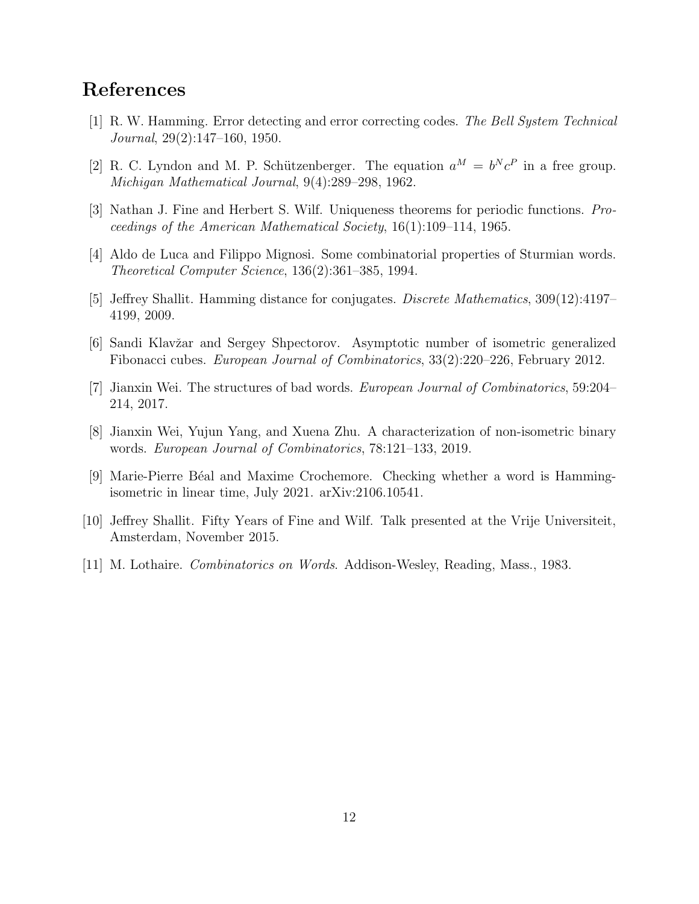## References

[1] R. W. Hamming. Error detecting and error correcting codes. *The Bell System Technical Journal*, 29(2):147–160, 1950.

[2] R. C. Lyndon and M. P. Schützenberger. The equation $a^M = b^N c^P$ in a free group. *Michigan Mathematical Journal*, 9(4):289–298, 1962.

[3] Nathan J. Fine and Herbert S. Wilf. Uniqueness theorems for periodic functions. *Proceedings of the American Mathematical Society*, 16(1):109–114, 1965.

[4] Aldo de Luca and Filippo Mignosi. Some combinatorial properties of Sturmian words. *Theoretical Computer Science*, 136(2):361–385, 1994.

[5] Jeffrey Shallit. Hamming distance for conjugates. *Discrete Mathematics*, 309(12):4197–4199, 2009.

[6] Sandi Klavžar and Sergey Shpectorov. Asymptotic number of isometric generalized Fibonacci cubes. *European Journal of Combinatorics*, 33(2):220–226, February 2012.

[7] Jianxin Wei. The structures of bad words. *European Journal of Combinatorics*, 59:204–214, 2017.

[8] Jianxin Wei, Yujun Yang, and Xuena Zhu. A characterization of non-isometric binary words. *European Journal of Combinatorics*, 78:121–133, 2019.

[9] Marie-Pierre Béal and Maxime Crochemore. Checking whether a word is Hamming-isometric in linear time, July 2021. arXiv:2106.10541.

[10] Jeffrey Shallit. Fifty Years of Fine and Wilf. Talk presented at the Vrije Universiteit, Amsterdam, November 2015.

[11] M. Lothaire. *Combinatorics on Words*. Addison-Wesley, Reading, Mass., 1983.